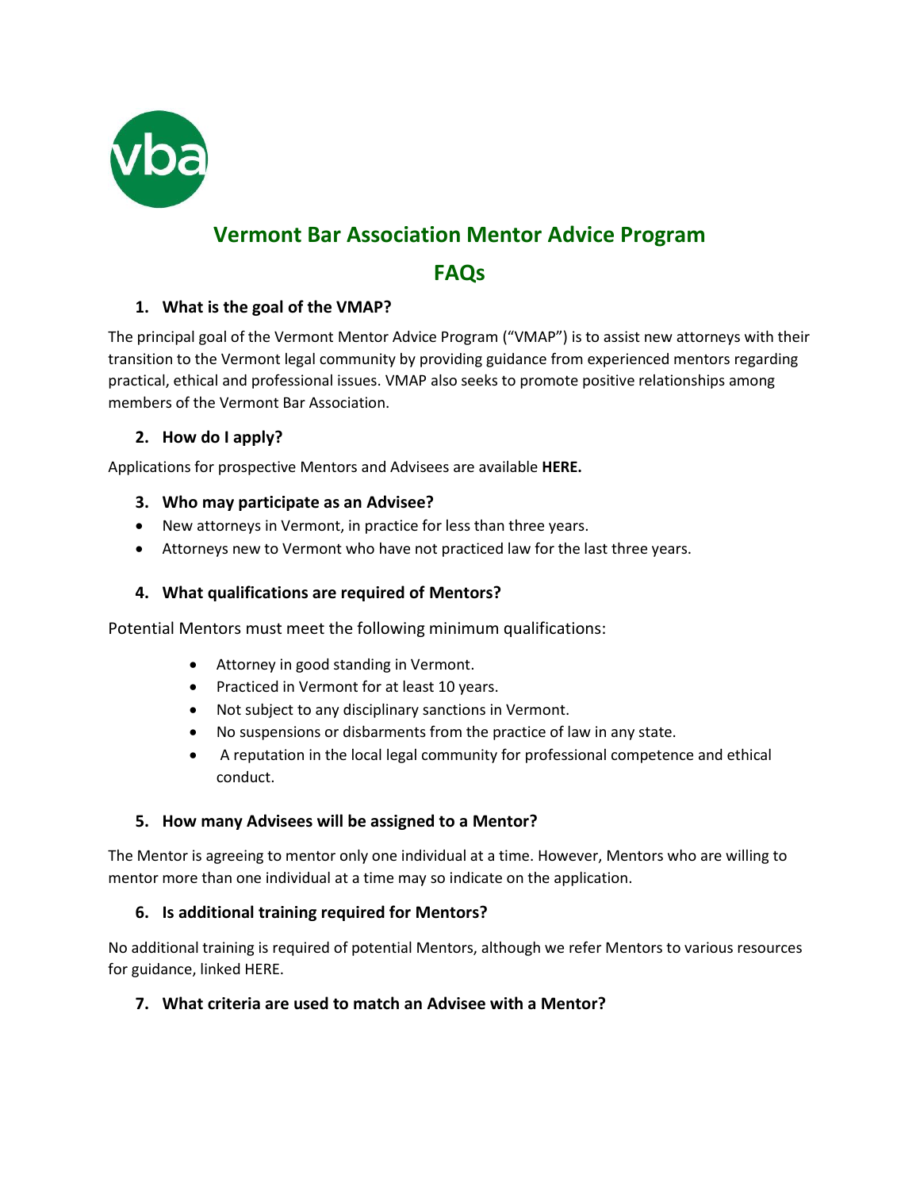vba

# Vermont Bar Association Mentor Advice Program

# FAQs

### 1. What is the goal of the VMAP?

The principal goal of the Vermont Mentor Advice Program ("VMAP") is to assist new attorneys with their transition to the Vermont legal community by providing guidance from experienced mentors regarding practical, ethical and professional issues. VMAP also seeks to promote positive relationships among members of the Vermont Bar Association.

### 2. How do I apply?

Applications for prospective Mentors and Advisees are available **HERE.**

### 3. Who may participate as an Advisee?

- New attorneys in Vermont, in practice for less than three years.
- Attorneys new to Vermont who have not practiced law for the last three years.

### 4. What qualifications are required of Mentors?

Potential Mentors must meet the following minimum qualifications:

- Attorney in good standing in Vermont.
- Practiced in Vermont for at least 10 years.
- Not subject to any disciplinary sanctions in Vermont.
- No suspensions or disbarments from the practice of law in any state.
- A reputation in the local legal community for professional competence and ethical conduct.

### 5. How many Advisees will be assigned to a Mentor?

The Mentor is agreeing to mentor only one individual at a time. However, Mentors who are willing to mentor more than one individual at a time may so indicate on the application.

### 6. Is additional training required for Mentors?

No additional training is required of potential Mentors, although we refer Mentors to various resources for guidance, linked HERE.

### 7. What criteria are used to match an Advisee with a Mentor?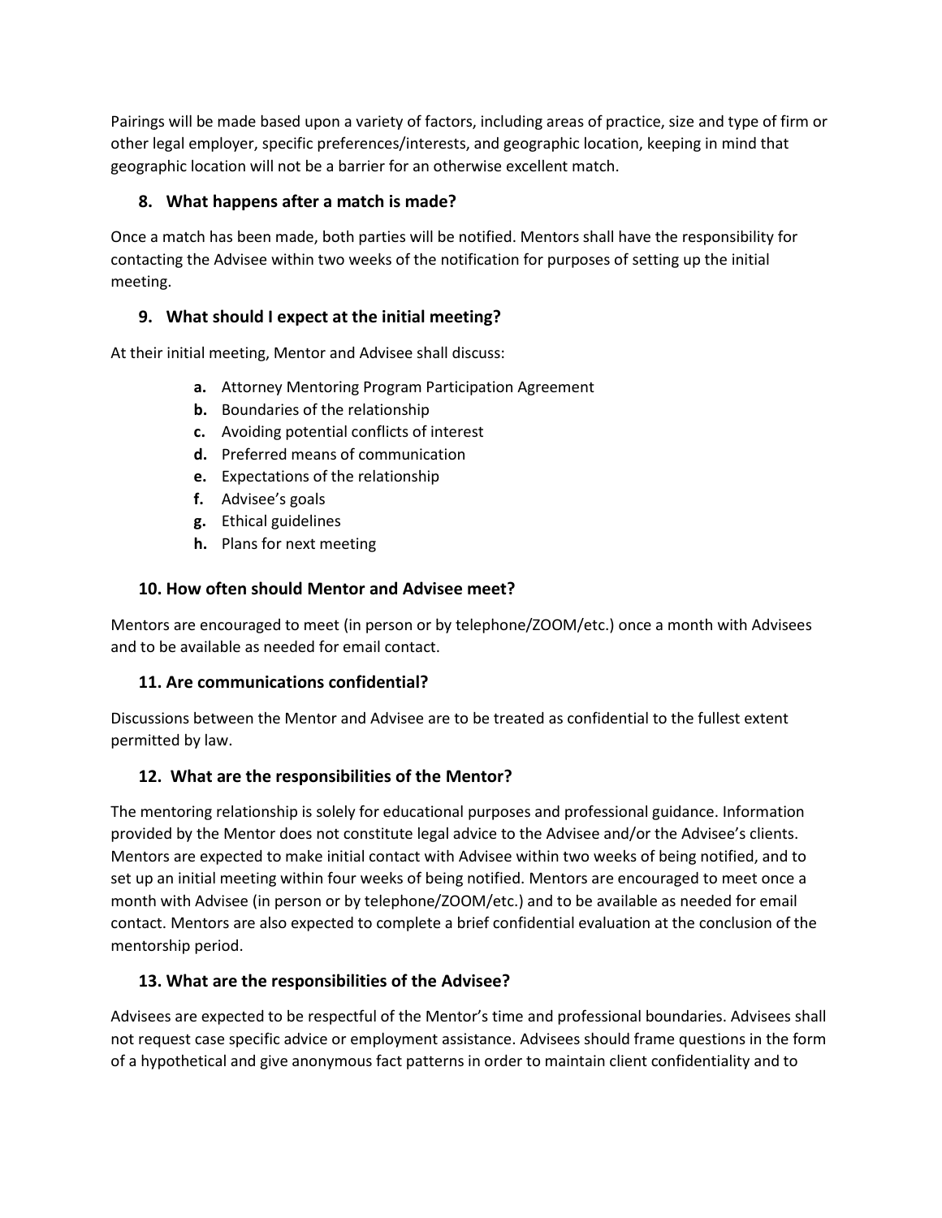Pairings will be made based upon a variety of factors, including areas of practice, size and type of firm or other legal employer, specific preferences/interests, and geographic location, keeping in mind that geographic location will not be a barrier for an otherwise excellent match.

### 8. What happens after a match is made?

Once a match has been made, both parties will be notified. Mentors shall have the responsibility for contacting the Advisee within two weeks of the notification for purposes of setting up the initial meeting.

### 9. What should I expect at the initial meeting?

At their initial meeting, Mentor and Advisee shall discuss:

- **a.** Attorney Mentoring Program Participation Agreement
- **b.** Boundaries of the relationship
- **c.** Avoiding potential conflicts of interest
- **d.** Preferred means of communication
- **e.** Expectations of the relationship
- **f.** Advisee's goals
- **g.** Ethical guidelines
- **h.** Plans for next meeting

### 10. How often should Mentor and Advisee meet?

Mentors are encouraged to meet (in person or by telephone/ZOOM/etc.) once a month with Advisees and to be available as needed for email contact.

### 11. Are communications confidential?

Discussions between the Mentor and Advisee are to be treated as confidential to the fullest extent permitted by law.

### 12. What are the responsibilities of the Mentor?

The mentoring relationship is solely for educational purposes and professional guidance. Information provided by the Mentor does not constitute legal advice to the Advisee and/or the Advisee's clients. Mentors are expected to make initial contact with Advisee within two weeks of being notified, and to set up an initial meeting within four weeks of being notified. Mentors are encouraged to meet once a month with Advisee (in person or by telephone/ZOOM/etc.) and to be available as needed for email contact. Mentors are also expected to complete a brief confidential evaluation at the conclusion of the mentorship period.

### 13. What are the responsibilities of the Advisee?

Advisees are expected to be respectful of the Mentor's time and professional boundaries. Advisees shall not request case specific advice or employment assistance. Advisees should frame questions in the form of a hypothetical and give anonymous fact patterns in order to maintain client confidentiality and to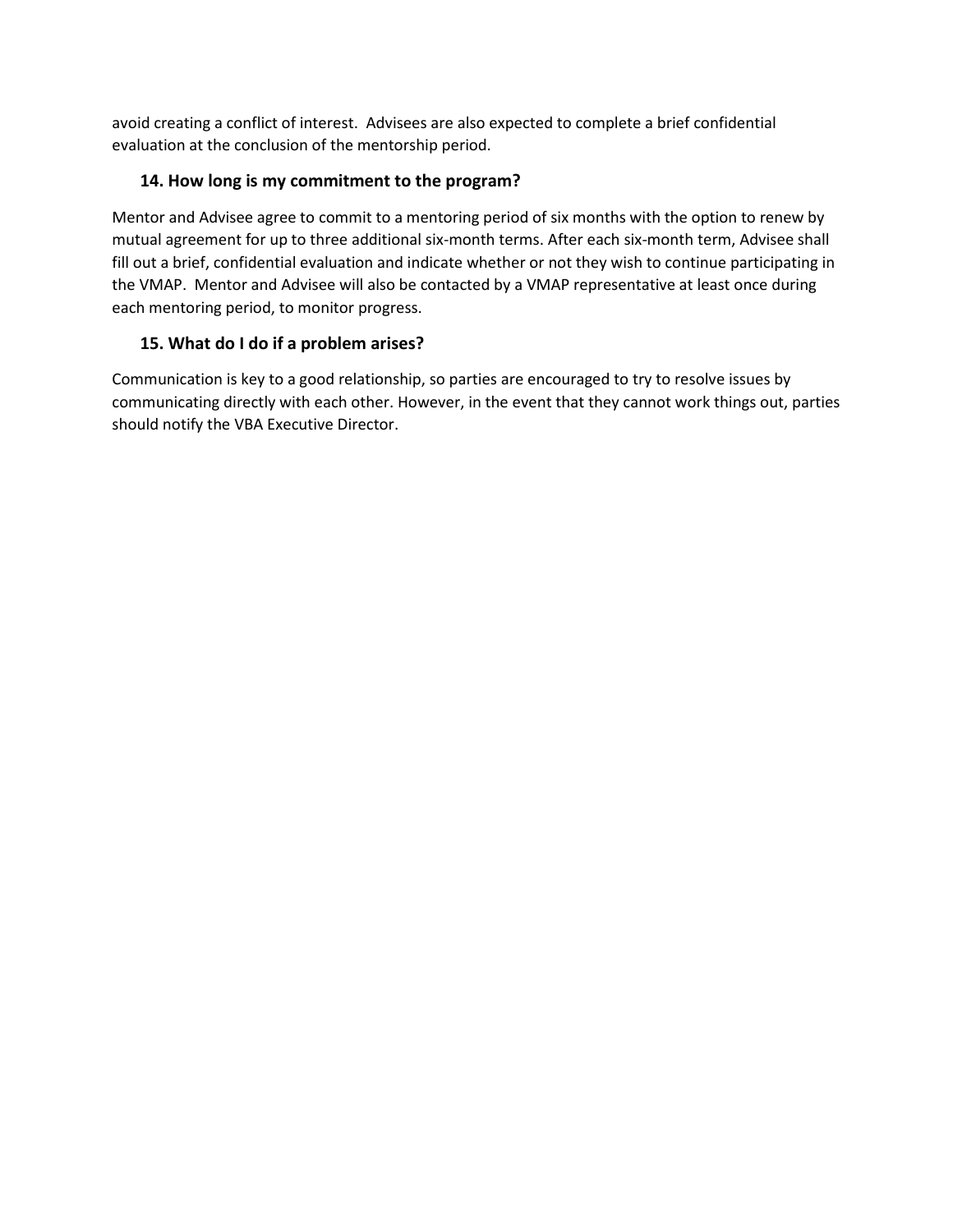avoid creating a conflict of interest. Advisees are also expected to complete a brief confidential evaluation at the conclusion of the mentorship period.

### 14. How long is my commitment to the program?

Mentor and Advisee agree to commit to a mentoring period of six months with the option to renew by mutual agreement for up to three additional six-month terms. After each six-month term, Advisee shall fill out a brief, confidential evaluation and indicate whether or not they wish to continue participating in the VMAP. Mentor and Advisee will also be contacted by a VMAP representative at least once during each mentoring period, to monitor progress.

### 15. What do I do if a problem arises?

Communication is key to a good relationship, so parties are encouraged to try to resolve issues by communicating directly with each other. However, in the event that they cannot work things out, parties should notify the VBA Executive Director.